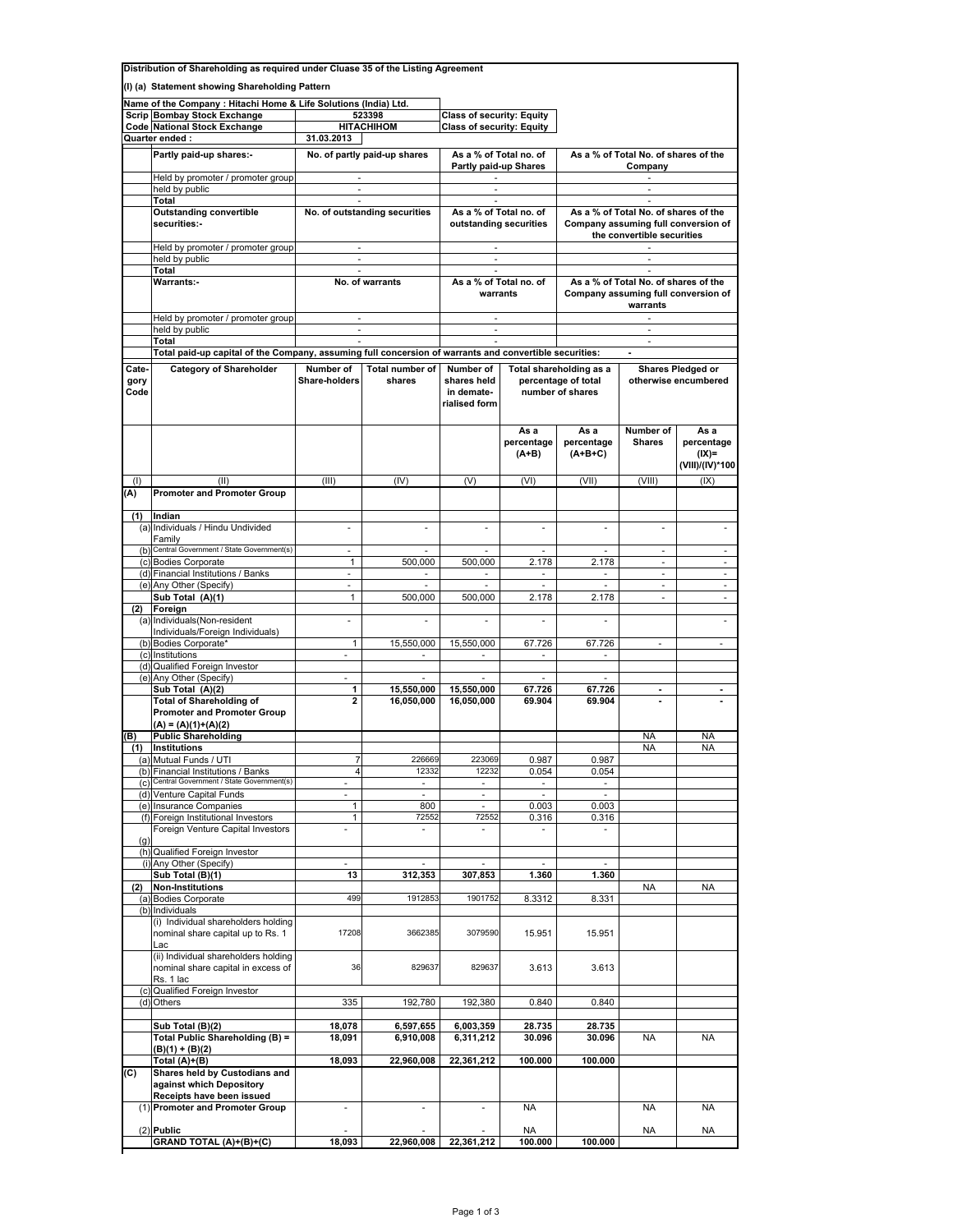**Distribution of Shareholding as required under Clause 35 of the Listing Agreement**

**(I) (a) Statement showing Shareholding Pattern**

| | | | | |
|---|---|---|---|---|
| **Name of the Company : Hitachi Home & Life Solutions (India) Ltd.** | | | | |
| **Scrip Code** | **Bombay Stock Exchange** | 523398 | **Class of security: Equity** | |
| | **National Stock Exchange** | HITACHIHOM | **Class of security: Equity** | |
| **Quarter ended :** | | 31.03.2013 | | |

| | **Partly paid-up shares:-** | **No. of partly paid-up shares** | **As a % of Total no. of Partly paid-up Shares** | **As a % of Total No. of shares of the Company** |
|---|---|---|---|---|
| | Held by promoter / promoter group | - | - | - |
| | held by public | - | - | - |
| | **Total** | - | - | - |
| | **Outstanding convertible securities:-** | **No. of outstanding securities** | **As a % of Total no. of outstanding securities** | **As a % of Total No. of shares of the Company assuming full conversion of the convertible securities** |
| | Held by promoter / promoter group | - | - | - |
| | held by public | - | - | - |
| | **Total** | - | - | - |
| | **Warrants:-** | **No. of warrants** | **As a % of Total no. of warrants** | **As a % of Total No. of shares of the Company assuming full conversion of warrants** |
| | Held by promoter / promoter group | - | - | - |
| | held by public | - | - | - |
| | **Total** | - | - | - |
| | **Total paid-up capital of the Company, assuming full concersion of warrants and convertible securities:** | | | - |

| **Cate-gory Code** | **Category of Shareholder** | **Number of Share-holders** | **Total number of shares** | **Number of shares held in demate-rialised form** | **Total shareholding as a percentage of total number of shares** | | **Shares Pledged or otherwise encumbered** | |
|---|---|---|---|---|---|---|---|---|
| | | | | | **As a percentage (A+B)** | **As a percentage (A+B+C)** | **Number of Shares** | **As a percentage (IX)= (VIII)/(IV)*100** |
| (I) | (II) | (III) | (IV) | (V) | (VI) | (VII) | (VIII) | (IX) |
| **(A)** | **Promoter and Promoter Group** | | | | | | | |
| **(1)** | **Indian** | | | | | | | |
| (a) | Individuals / Hindu Undivided Family | - | - | - | - | - | - | - |
| (b) | Central Government / State Government(s) | - | - | - | - | - | - | - |
| (c) | Bodies Corporate | 1 | 500,000 | 500,000 | 2.178 | 2.178 | - | - |
| (d) | Financial Institutions / Banks | - | - | - | - | - | - | - |
| (e) | Any Other (Specify) | - | - | - | - | - | - | - |
| | **Sub Total (A)(1)** | 1 | 500,000 | 500,000 | 2.178 | 2.178 | - | - |
| **(2)** | **Foreign** | | | | | | | |
| (a) | Individuals(Non-resident Individuals/Foreign Individuals) | - | - | - | - | - | | - |
| (b) | Bodies Corporate* | 1 | 15,550,000 | 15,550,000 | 67.726 | 67.726 | - | - |
| (c) | Institutions | - | - | - | - | - | | |
| (d) | Qualified Foreign Investor | | | | | | | |
| (e) | Any Other (Specify) | - | - | - | - | - | | |
| | **Sub Total (A)(2)** | **1** | **15,550,000** | **15,550,000** | **67.726** | **67.726** | **-** | **-** |
| | **Total of Shareholding of Promoter and Promoter Group (A) = (A)(1)+(A)(2)** | **2** | **16,050,000** | **16,050,000** | **69.904** | **69.904** | **-** | **-** |
| **(B)** | **Public Shareholding** | | | | | | NA | NA |
| **(1)** | **Institutions** | | | | | | NA | NA |
| (a) | Mutual Funds / UTI | 7 | 226669 | 223069 | 0.987 | 0.987 | | |
| (b) | Financial Institutions / Banks | 4 | 12332 | 12232 | 0.054 | 0.054 | | |
| (c) | Central Government / State Government(s) | - | - | - | - | - | | |
| (d) | Venture Capital Funds | - | - | - | - | - | | |
| (e) | Insurance Companies | 1 | 800 | - | 0.003 | 0.003 | | |
| (f) | Foreign Institutional Investors | 1 | 72552 | 72552 | 0.316 | 0.316 | | |
| (g) | Foreign Venture Capital Investors | - | - | - | - | - | | |
| (h) | Qualified Foreign Investor | | | | | | | |
| (i) | Any Other (Specify) | - | - | - | - | - | | |
| | **Sub Total (B)(1)** | **13** | **312,353** | **307,853** | **1.360** | **1.360** | | |
| **(2)** | **Non-Institutions** | | | | | | NA | NA |
| (a) | Bodies Corporate | 499 | 1912853 | 1901752 | 8.3312 | 8.331 | | |
| (b) | Individuals | | | | | | | |
| | (i) Individual shareholders holding nominal share capital up to Rs. 1 Lac | 17208 | 3662385 | 3079590 | 15.951 | 15.951 | | |
| | (ii) Individual shareholders holding nominal share capital in excess of Rs. 1 lac | 36 | 829637 | 829637 | 3.613 | 3.613 | | |
| (c) | Qualified Foreign Investor | | | | | | | |
| (d) | Others | 335 | 192,780 | 192,380 | 0.840 | 0.840 | | |
| | **Sub Total (B)(2)** | **18,078** | **6,597,655** | **6,003,359** | **28.735** | **28.735** | | |
| | **Total Public Shareholding (B) = (B)(1) + (B)(2)** | **18,091** | **6,910,008** | **6,311,212** | **30.096** | **30.096** | NA | NA |
| | **Total (A)+(B)** | **18,093** | **22,960,008** | **22,361,212** | **100.000** | **100.000** | | |
| **(C)** | **Shares held by Custodians and against which Depository Receipts have been issued** | | | | | | | |
| (1) | **Promoter and Promoter Group** | - | - | - | NA | | NA | NA |
| (2) | **Public** | - | - | - | NA | | NA | NA |
| | **GRAND TOTAL (A)+(B)+(C)** | **18,093** | **22,960,008** | **22,361,212** | **100.000** | **100.000** | | |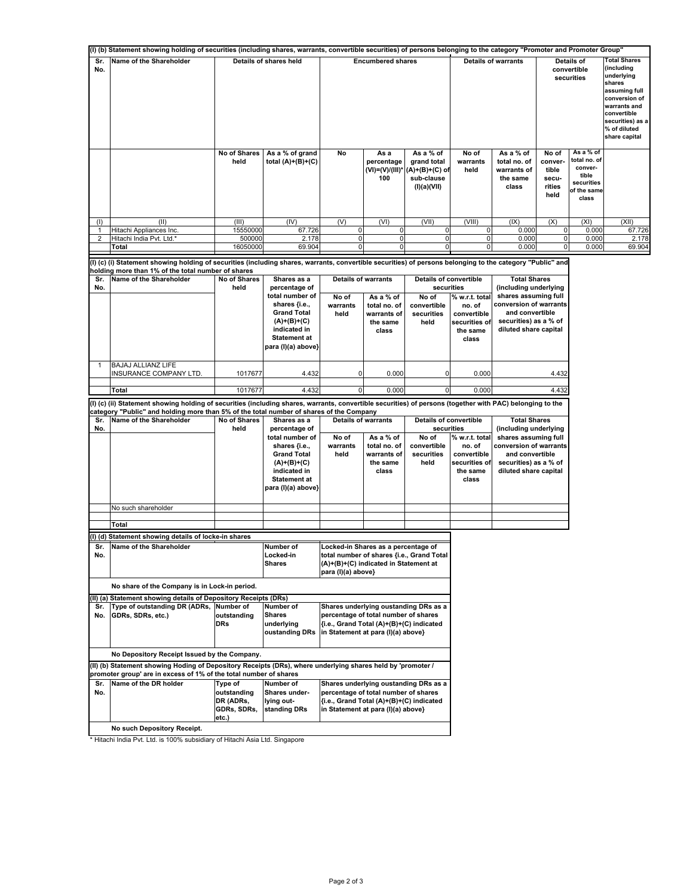### (I) (b) Statement showing holding of securities (including shares, warrants, convertible securities) of persons belonging to the category "Promoter and Promoter Group"

| Sr. No. | Name of the Shareholder | Details of shares held | | Encumbered shares | | | Details of warrants | | Details of convertible securities | | Total Shares (including underlying shares assuming full conversion of warrants and convertible securities) as a % of diluted share capital |
|---|---|---|---|---|---|---|---|---|---|---|---|
| | | No of Shares held | As a % of grand total (A)+(B)+(C) | No | As a percentage (VI)=(V)/(III)*100 | As a % of grand total (A)+(B)+(C) of sub-clause (I)(a)(VII) | No of warrants held | As a % of total no. of warrants of the same class | No of convertible securities held | As a % of total no. of convertible securities of the same class | |
| (I) | (II) | (III) | (IV) | (V) | (VI) | (VII) | (VIII) | (IX) | (X) | (XI) | (XII) |
| 1 | Hitachi Appliances Inc. | 15550000 | 67.726 | 0 | 0 | 0 | 0 | 0.000 | 0 | 0.000 | 67.726 |
| 2 | Hitachi India Pvt. Ltd.* | 500000 | 2.178 | 0 | 0 | 0 | 0 | 0.000 | 0 | 0.000 | 2.178 |
| | **Total** | 16050000 | 69.904 | 0 | 0 | 0 | 0 | 0.000 | 0 | 0.000 | 69.904 |

### (I) (c) (i) Statement showing holding of securities (including shares, warrants, convertible securities) of persons belonging to the category "Public" and holding more than 1% of the total number of shares

| Sr. No. | Name of the Shareholder | No of Shares held | Shares as a percentage of total number of shares {i.e., Grand Total (A)+(B)+(C) indicated in Statement at para (I)(a) above} | Details of warrants | | Details of convertible securities | | Total Shares (including underlying shares assuming full conversion of warrants and convertible securities) as a % of diluted share capital |
|---|---|---|---|---|---|---|---|---|
| | | | | No of warrants held | As a % of total no. of warrants of the same class | No of convertible securities held | % w.r.t. total no. of convertible securities of the same class | |
| 1 | BAJAJ ALLIANZ LIFE INSURANCE COMPANY LTD. | 1017677 | 4.432 | 0 | 0.000 | 0 | 0.000 | 4.432 |
| | **Total** | 1017677 | 4.432 | 0 | 0.000 | 0 | 0.000 | 4.432 |

### (I) (c) (ii) Statement showing holding of securities (including shares, warrants, convertible securities) of persons (together with PAC) belonging to the category "Public" and holding more than 5% of the total number of shares of the Company

| Sr. No. | Name of the Shareholder | No of Shares held | Shares as a percentage of total number of shares {i.e., Grand Total (A)+(B)+(C) indicated in Statement at para (I)(a) above} | Details of warrants | | Details of convertible securities | | Total Shares (including underlying shares assuming full conversion of warrants and convertible securities) as a % of diluted share capital |
|---|---|---|---|---|---|---|---|---|
| | | | | No of warrants held | As a % of total no. of warrants of the same class | No of convertible securities held | % w.r.t. total no. of convertible securities of the same class | |
| | No such shareholder | | | | | | | |
| | **Total** | | | | | | | |

### (I) (d) Statement showing details of locke-in shares

| Sr. No. | Name of the Shareholder | Number of Locked-in Shares | Locked-in Shares as a percentage of total number of shares {i.e., Grand Total (A)+(B)+(C) indicated in Statement at para (I)(a) above} |
|---|---|---|---|

**No share of the Company is in Lock-in period.**

### (II) (a) Statement showing details of Depository Receipts (DRs)

| Sr. No. | Type of outstanding DR (ADRs, GDRs, SDRs, etc.) | Number of outstanding DRs | Number of Shares underlying oustanding DRs | Shares underlying oustanding DRs as a percentage of total number of shares {i.e., Grand Total (A)+(B)+(C) indicated in Statement at para (I)(a) above} |
|---|---|---|---|---|

**No Depository Receipt Issued by the Company.**

### (II) (b) Statement showing Hoding of Depository Receipts (DRs), where underlying shares held by 'promoter / promoter group' are in excess of 1% of the total number of shares

| Sr. No. | Name of the DR holder | Type of outstanding DR (ADRs, GDRs, SDRs, etc.) | Number of Shares underlying outstanding DRs | Shares underlying oustanding DRs as a percentage of total number of shares {i.e., Grand Total (A)+(B)+(C) indicated in Statement at para (I)(a) above} |
|---|---|---|---|---|

**No such Depository Receipt.**

\* Hitachi India Pvt. Ltd. is 100% subsidiary of Hitachi Asia Ltd. Singapore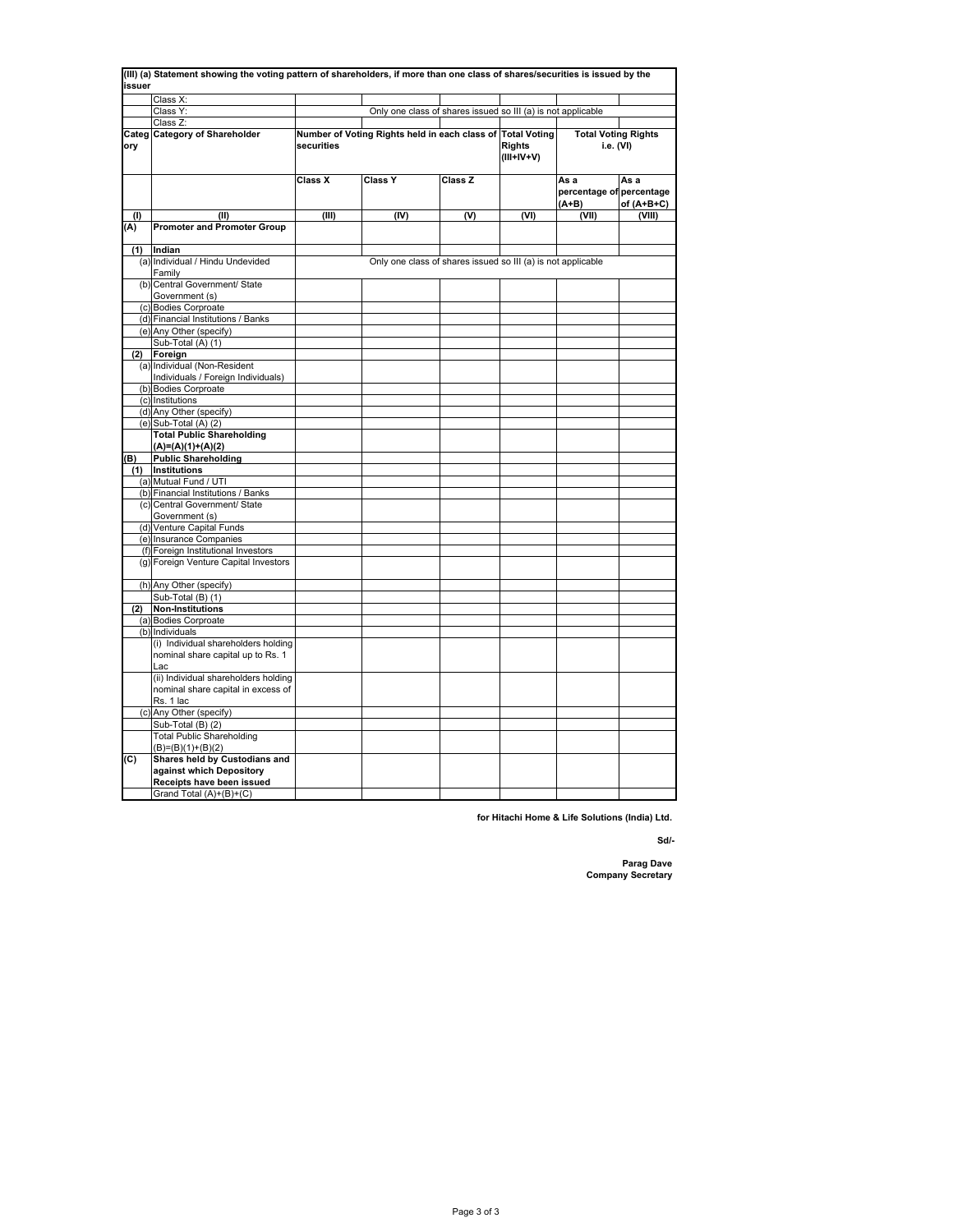**(III) (a) Statement showing the voting pattern of shareholders, if more than one class of shares/securities is issued by the issuer**

| | | | | | | | |
|---|---|---|---|---|---|---|---|
| | Class X: | | | | | | |
| | Class Y: | Only one class of shares issued so III (a) is not applicable | | | | | |
| | Class Z: | | | | | | |
| **Category** | **Category of Shareholder** | **Number of Voting Rights held in each class of securities** | | | **Total Voting Rights (III+IV+V)** | **Total Voting Rights i.e. (VI)** | |
| | | **Class X** | **Class Y** | **Class Z** | | **As a percentage of (A+B)** | **As a percentage of (A+B+C)** |
| **(I)** | **(II)** | **(III)** | **(IV)** | **(V)** | **(VI)** | **(VII)** | **(VIII)** |
| **(A)** | **Promoter and Promoter Group** | | | | | | |
| **(1)** | **Indian** | | | | | | |
| (a) | Individual / Hindu Undevided Family | Only one class of shares issued so III (a) is not applicable | | | | | |
| (b) | Central Government/ State Government (s) | | | | | | |
| (c) | Bodies Corproate | | | | | | |
| (d) | Financial Institutions / Banks | | | | | | |
| (e) | Any Other (specify) | | | | | | |
| | Sub-Total (A) (1) | | | | | | |
| **(2)** | **Foreign** | | | | | | |
| (a) | Individual (Non-Resident Individuals / Foreign Individuals) | | | | | | |
| (b) | Bodies Corproate | | | | | | |
| (c) | Institutions | | | | | | |
| (d) | Any Other (specify) | | | | | | |
| (e) | Sub-Total (A) (2) | | | | | | |
| | **Total Public Shareholding (A)=(A)(1)+(A)(2)** | | | | | | |
| **(B)** | **Public Shareholding** | | | | | | |
| **(1)** | **Institutions** | | | | | | |
| (a) | Mutual Fund / UTI | | | | | | |
| (b) | Financial Institutions / Banks | | | | | | |
| (c) | Central Government/ State Government (s) | | | | | | |
| (d) | Venture Capital Funds | | | | | | |
| (e) | Insurance Companies | | | | | | |
| (f) | Foreign Institutional Investors | | | | | | |
| (g) | Foreign Venture Capital Investors | | | | | | |
| (h) | Any Other (specify) | | | | | | |
| | Sub-Total (B) (1) | | | | | | |
| **(2)** | **Non-Institutions** | | | | | | |
| (a) | Bodies Corproate | | | | | | |
| (b) | Individuals | | | | | | |
| | (i) Individual shareholders holding nominal share capital up to Rs. 1 Lac | | | | | | |
| | (ii) Individual shareholders holding nominal share capital in excess of Rs. 1 lac | | | | | | |
| (c) | Any Other (specify) | | | | | | |
| | Sub-Total (B) (2) | | | | | | |
| | Total Public Shareholding (B)=(B)(1)+(B)(2) | | | | | | |
| **(C)** | **Shares held by Custodians and against which Depository Receipts have been issued** | | | | | | |
| | Grand Total (A)+(B)+(C) | | | | | | |

**for Hitachi Home & Life Solutions (India) Ltd.**

**Sd/-**

**Parag Dave**
**Company Secretary**